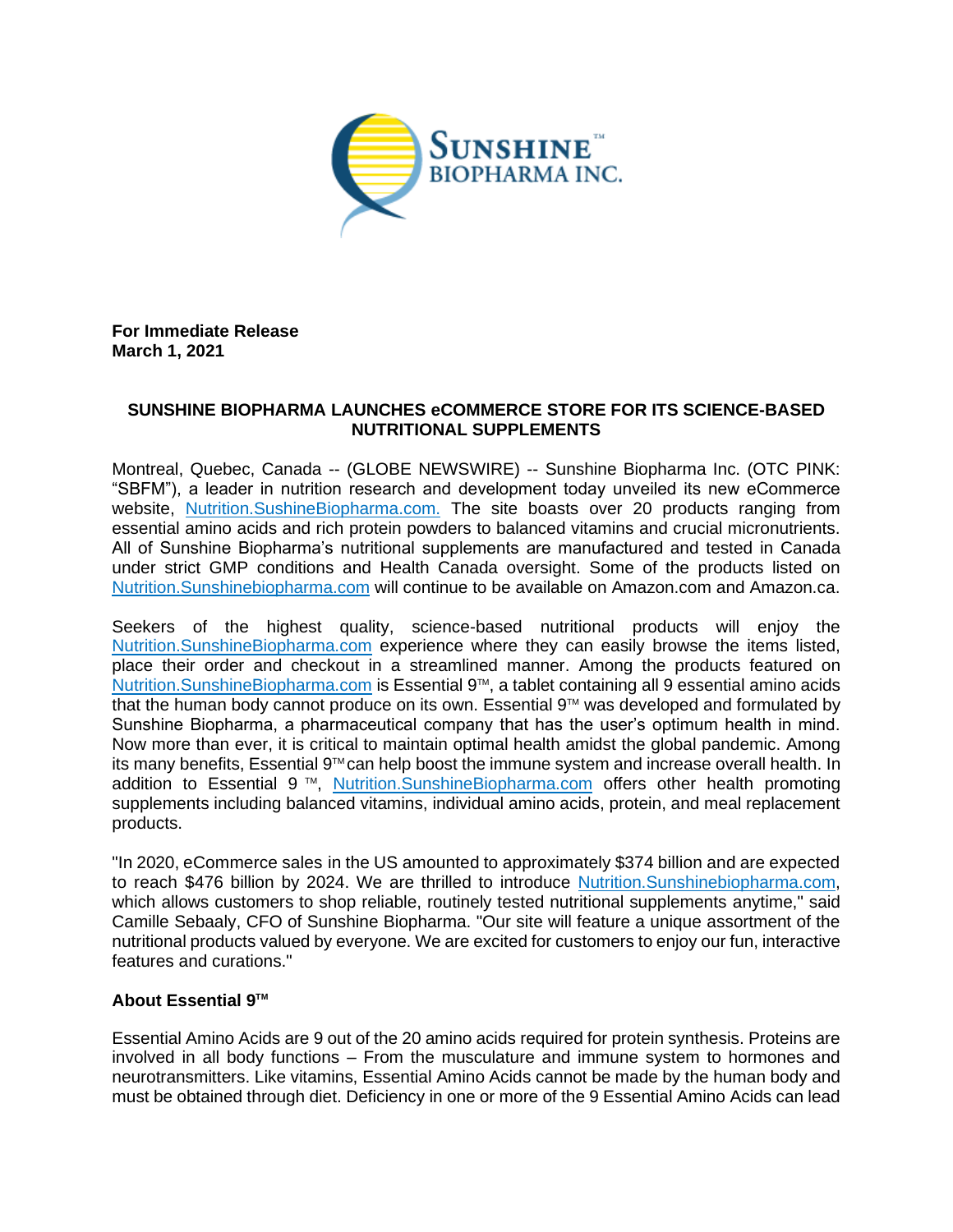**For Immediate Release**
**March 1, 2021**

**SUNSHINE BIOPHARMA LAUNCHES eCOMMERCE STORE FOR ITS SCIENCE-BASED NUTRITIONAL SUPPLEMENTS**

Montreal, Quebec, Canada -- (GLOBE NEWSWIRE) -- Sunshine Biopharma Inc. (OTC PINK: "SBFM"), a leader in nutrition research and development today unveiled its new eCommerce website, Nutrition.SushineBiopharma.com. The site boasts over 20 products ranging from essential amino acids and rich protein powders to balanced vitamins and crucial micronutrients. All of Sunshine Biopharma's nutritional supplements are manufactured and tested in Canada under strict GMP conditions and Health Canada oversight. Some of the products listed on Nutrition.Sunshinebiopharma.com will continue to be available on Amazon.com and Amazon.ca.

Seekers of the highest quality, science-based nutritional products will enjoy the Nutrition.SunshineBiopharma.com experience where they can easily browse the items listed, place their order and checkout in a streamlined manner. Among the products featured on Nutrition.SunshineBiopharma.com is Essential 9™, a tablet containing all 9 essential amino acids that the human body cannot produce on its own. Essential 9™ was developed and formulated by Sunshine Biopharma, a pharmaceutical company that has the user's optimum health in mind. Now more than ever, it is critical to maintain optimal health amidst the global pandemic. Among its many benefits, Essential 9™ can help boost the immune system and increase overall health. In addition to Essential 9 ™, Nutrition.SunshineBiopharma.com offers other health promoting supplements including balanced vitamins, individual amino acids, protein, and meal replacement products.

"In 2020, eCommerce sales in the US amounted to approximately $374 billion and are expected to reach $476 billion by 2024. We are thrilled to introduce Nutrition.Sunshinebiopharma.com, which allows customers to shop reliable, routinely tested nutritional supplements anytime," said Camille Sebaaly, CFO of Sunshine Biopharma. "Our site will feature a unique assortment of the nutritional products valued by everyone. We are excited for customers to enjoy our fun, interactive features and curations."

**About Essential 9™**

Essential Amino Acids are 9 out of the 20 amino acids required for protein synthesis. Proteins are involved in all body functions – From the musculature and immune system to hormones and neurotransmitters. Like vitamins, Essential Amino Acids cannot be made by the human body and must be obtained through diet. Deficiency in one or more of the 9 Essential Amino Acids can lead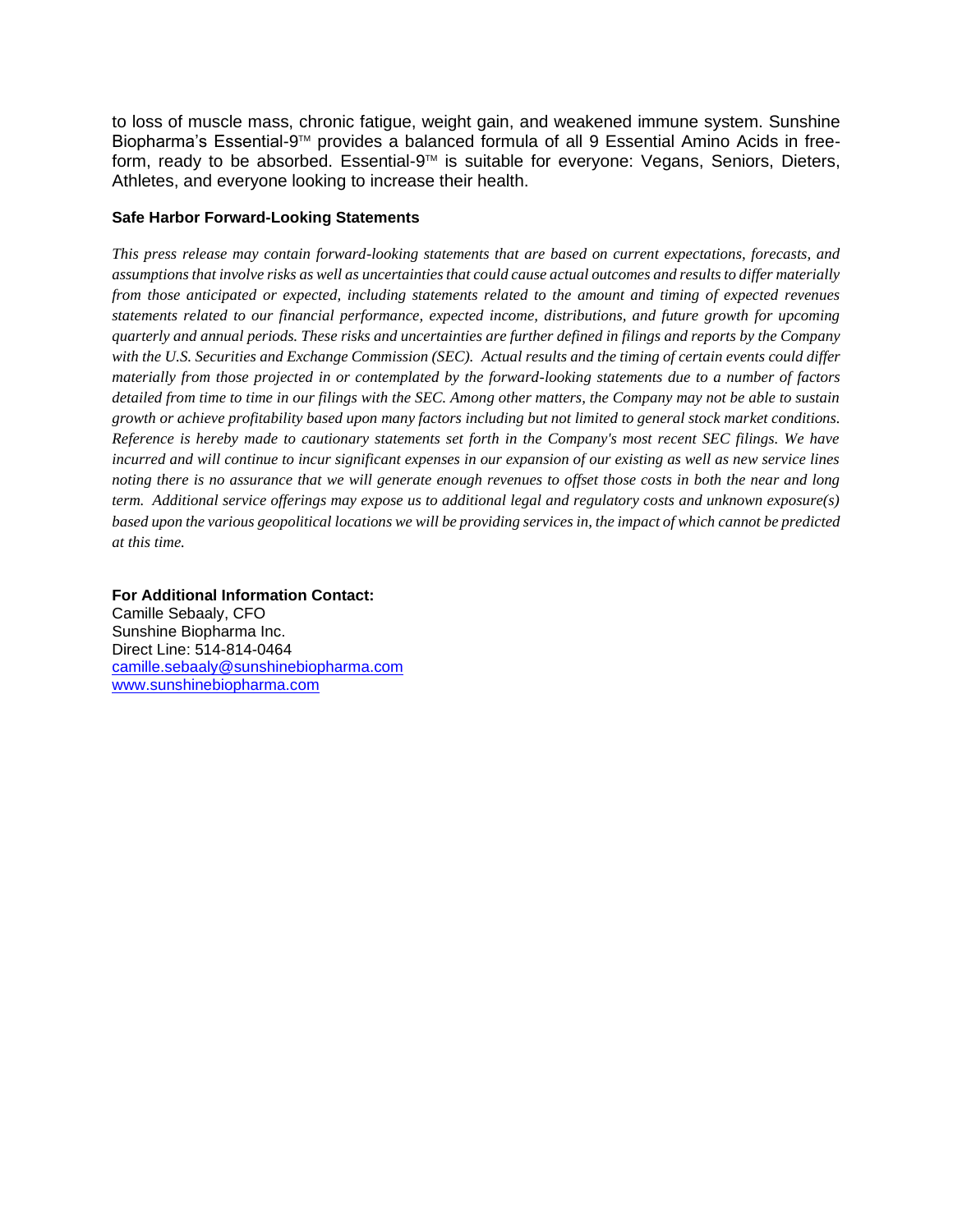to loss of muscle mass, chronic fatigue, weight gain, and weakened immune system. Sunshine Biopharma's Essential-9™ provides a balanced formula of all 9 Essential Amino Acids in free-form, ready to be absorbed. Essential-9™ is suitable for everyone: Vegans, Seniors, Dieters, Athletes, and everyone looking to increase their health.

**Safe Harbor Forward-Looking Statements**

*This press release may contain forward-looking statements that are based on current expectations, forecasts, and assumptions that involve risks as well as uncertainties that could cause actual outcomes and results to differ materially from those anticipated or expected, including statements related to the amount and timing of expected revenues statements related to our financial performance, expected income, distributions, and future growth for upcoming quarterly and annual periods. These risks and uncertainties are further defined in filings and reports by the Company with the U.S. Securities and Exchange Commission (SEC). Actual results and the timing of certain events could differ materially from those projected in or contemplated by the forward-looking statements due to a number of factors detailed from time to time in our filings with the SEC. Among other matters, the Company may not be able to sustain growth or achieve profitability based upon many factors including but not limited to general stock market conditions. Reference is hereby made to cautionary statements set forth in the Company's most recent SEC filings. We have incurred and will continue to incur significant expenses in our expansion of our existing as well as new service lines noting there is no assurance that we will generate enough revenues to offset those costs in both the near and long term. Additional service offerings may expose us to additional legal and regulatory costs and unknown exposure(s) based upon the various geopolitical locations we will be providing services in, the impact of which cannot be predicted at this time.*

**For Additional Information Contact:**
Camille Sebaaly, CFO
Sunshine Biopharma Inc.
Direct Line: 514-814-0464
camille.sebaaly@sunshinebiopharma.com
www.sunshinebiopharma.com